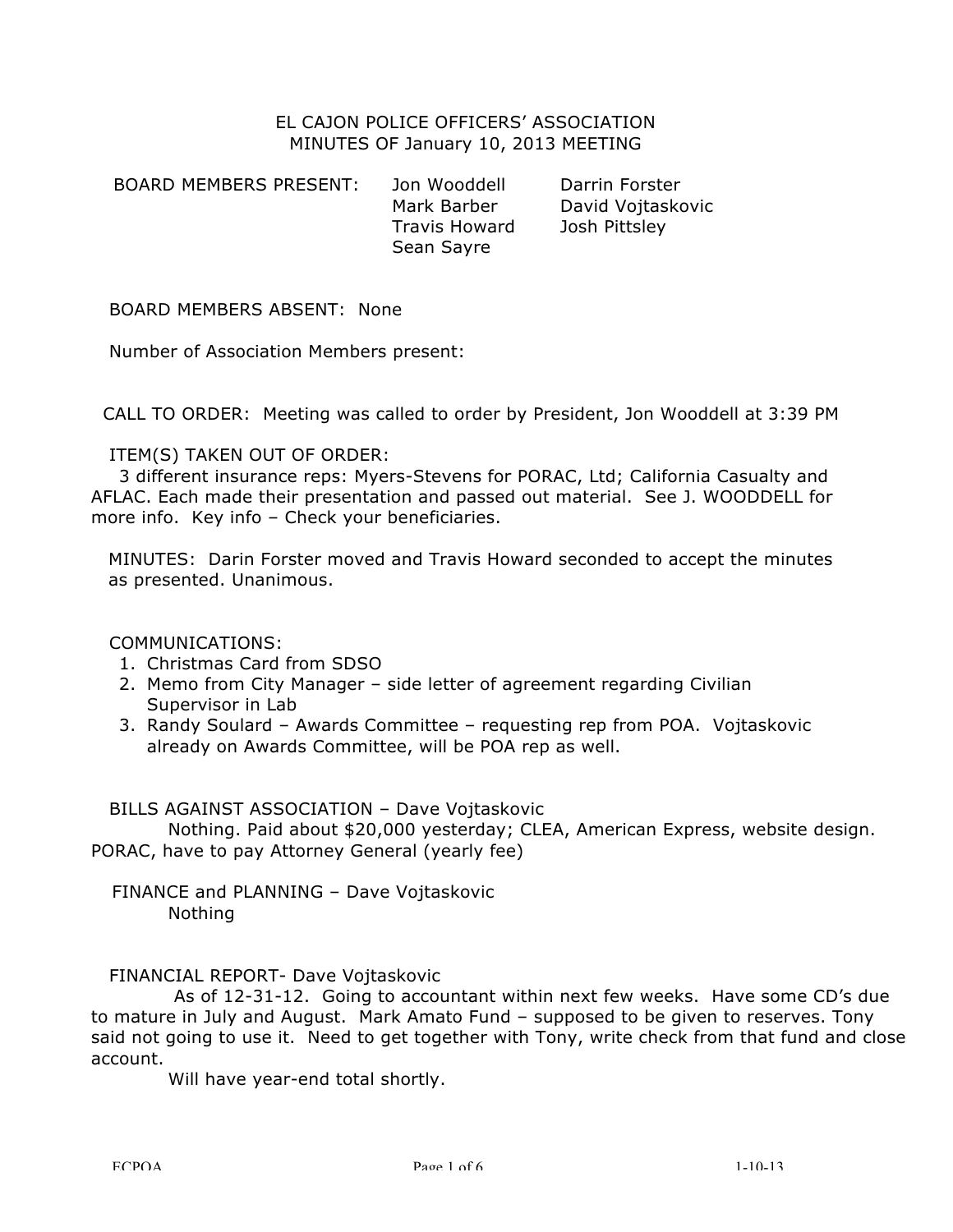# EL CAJON POLICE OFFICERS' ASSOCIATION
## MINUTES OF January 10, 2013 MEETING

BOARD MEMBERS PRESENT: Jon Wooddell, Darrin Forster, Mark Barber, David Vojtaskovic, Travis Howard, Josh Pittsley, Sean Sayre

BOARD MEMBERS ABSENT: None

Number of Association Members present:

CALL TO ORDER: Meeting was called to order by President, Jon Wooddell at 3:39 PM

ITEM(S) TAKEN OUT OF ORDER:
3 different insurance reps: Myers-Stevens for PORAC, Ltd; California Casualty and AFLAC. Each made their presentation and passed out material. See J. WOODDELL for more info. Key info – Check your beneficiaries.

MINUTES: Darin Forster moved and Travis Howard seconded to accept the minutes as presented. Unanimous.

COMMUNICATIONS:
1. Christmas Card from SDSO
2. Memo from City Manager – side letter of agreement regarding Civilian Supervisor in Lab
3. Randy Soulard – Awards Committee – requesting rep from POA. Vojtaskovic already on Awards Committee, will be POA rep as well.

BILLS AGAINST ASSOCIATION – Dave Vojtaskovic
Nothing. Paid about $20,000 yesterday; CLEA, American Express, website design. PORAC, have to pay Attorney General (yearly fee)

FINANCE and PLANNING – Dave Vojtaskovic
Nothing

FINANCIAL REPORT- Dave Vojtaskovic
As of 12-31-12. Going to accountant within next few weeks. Have some CD's due to mature in July and August. Mark Amato Fund – supposed to be given to reserves. Tony said not going to use it. Need to get together with Tony, write check from that fund and close account.
Will have year-end total shortly.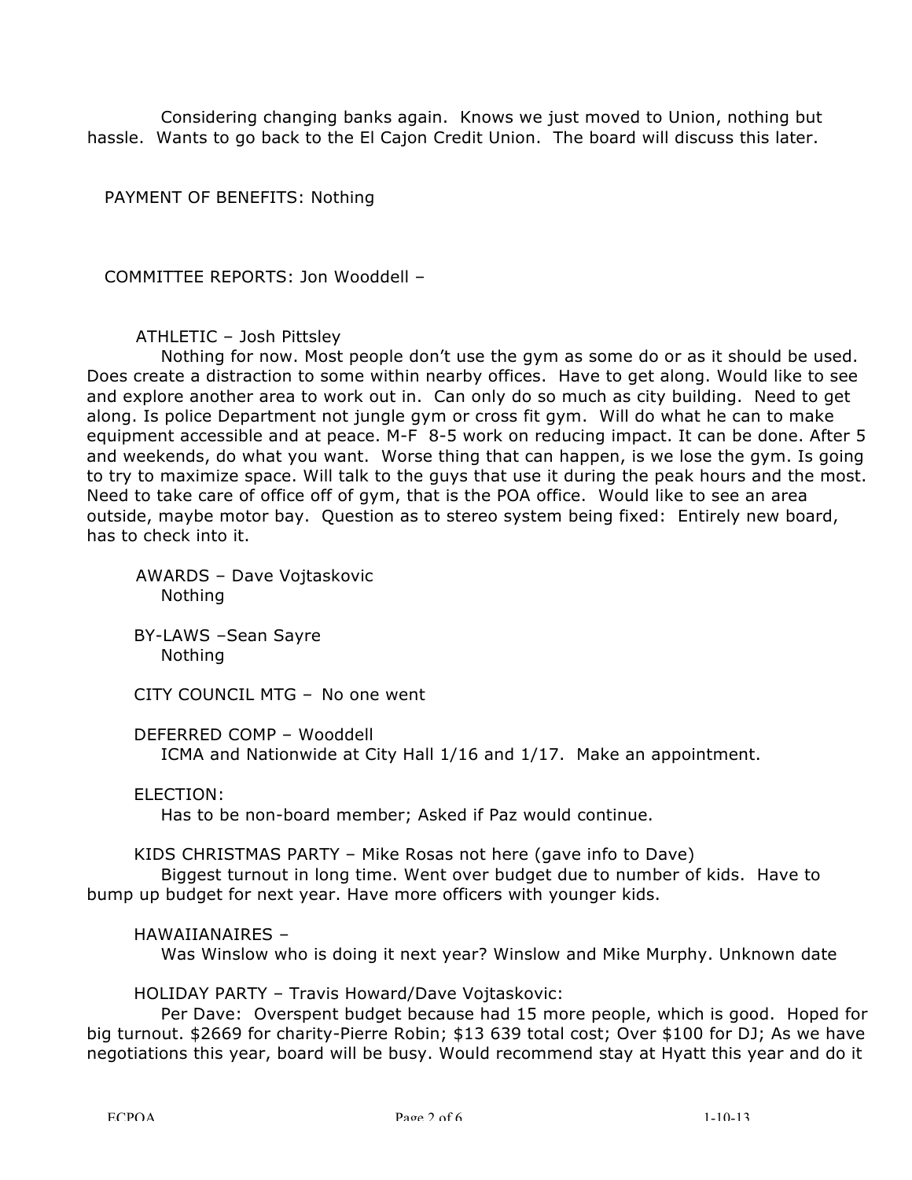Considering changing banks again. Knows we just moved to Union, nothing but hassle. Wants to go back to the El Cajon Credit Union. The board will discuss this later.

PAYMENT OF BENEFITS: Nothing

COMMITTEE REPORTS: Jon Wooddell –

ATHLETIC – Josh Pittsley

Nothing for now. Most people don't use the gym as some do or as it should be used. Does create a distraction to some within nearby offices. Have to get along. Would like to see and explore another area to work out in. Can only do so much as city building. Need to get along. Is police Department not jungle gym or cross fit gym. Will do what he can to make equipment accessible and at peace. M-F 8-5 work on reducing impact. It can be done. After 5 and weekends, do what you want. Worse thing that can happen, is we lose the gym. Is going to try to maximize space. Will talk to the guys that use it during the peak hours and the most. Need to take care of office off of gym, that is the POA office. Would like to see an area outside, maybe motor bay. Question as to stereo system being fixed: Entirely new board, has to check into it.

AWARDS – Dave Vojtaskovic

Nothing

BY-LAWS –Sean Sayre

Nothing

CITY COUNCIL MTG – No one went

DEFERRED COMP – Wooddell

ICMA and Nationwide at City Hall 1/16 and 1/17. Make an appointment.

ELECTION:

Has to be non-board member; Asked if Paz would continue.

KIDS CHRISTMAS PARTY – Mike Rosas not here (gave info to Dave)

Biggest turnout in long time. Went over budget due to number of kids. Have to bump up budget for next year. Have more officers with younger kids.

HAWAIIANAIRES –

Was Winslow who is doing it next year? Winslow and Mike Murphy. Unknown date

HOLIDAY PARTY – Travis Howard/Dave Vojtaskovic:

Per Dave: Overspent budget because had 15 more people, which is good. Hoped for big turnout. $2669 for charity-Pierre Robin; $13 639 total cost; Over $100 for DJ; As we have negotiations this year, board will be busy. Would recommend stay at Hyatt this year and do it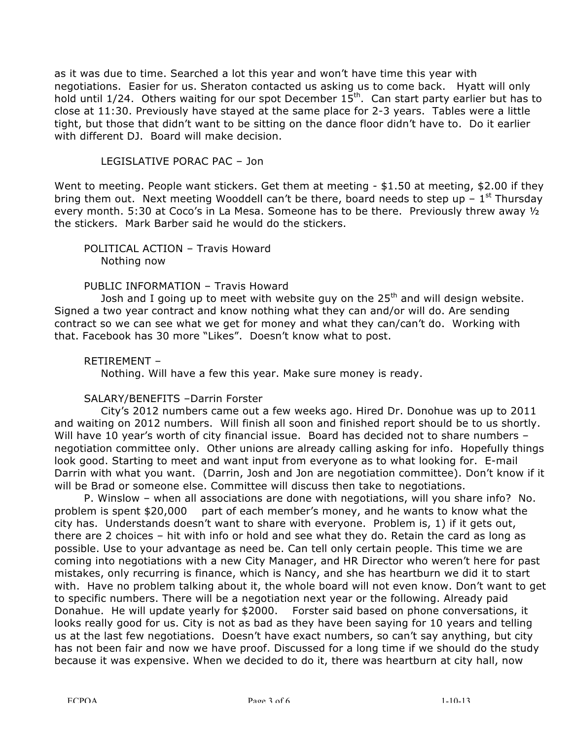as it was due to time. Searched a lot this year and won't have time this year with negotiations. Easier for us. Sheraton contacted us asking us to come back. Hyatt will only hold until 1/24. Others waiting for our spot December 15th. Can start party earlier but has to close at 11:30. Previously have stayed at the same place for 2-3 years. Tables were a little tight, but those that didn't want to be sitting on the dance floor didn't have to. Do it earlier with different DJ. Board will make decision.

LEGISLATIVE PORAC PAC – Jon

Went to meeting. People want stickers. Get them at meeting - $1.50 at meeting, $2.00 if they bring them out. Next meeting Wooddell can't be there, board needs to step up – 1st Thursday every month. 5:30 at Coco's in La Mesa. Someone has to be there. Previously threw away ½ the stickers. Mark Barber said he would do the stickers.

POLITICAL ACTION – Travis Howard
Nothing now

PUBLIC INFORMATION – Travis Howard
Josh and I going up to meet with website guy on the 25th and will design website. Signed a two year contract and know nothing what they can and/or will do. Are sending contract so we can see what we get for money and what they can/can't do. Working with that. Facebook has 30 more "Likes". Doesn't know what to post.

RETIREMENT –
Nothing. Will have a few this year. Make sure money is ready.

SALARY/BENEFITS –Darrin Forster
City's 2012 numbers came out a few weeks ago. Hired Dr. Donohue was up to 2011 and waiting on 2012 numbers. Will finish all soon and finished report should be to us shortly. Will have 10 year's worth of city financial issue. Board has decided not to share numbers – negotiation committee only. Other unions are already calling asking for info. Hopefully things look good. Starting to meet and want input from everyone as to what looking for. E-mail Darrin with what you want. (Darrin, Josh and Jon are negotiation committee). Don't know if it will be Brad or someone else. Committee will discuss then take to negotiations.

P. Winslow – when all associations are done with negotiations, will you share info? No. problem is spent $20,000 part of each member's money, and he wants to know what the city has. Understands doesn't want to share with everyone. Problem is, 1) if it gets out, there are 2 choices – hit with info or hold and see what they do. Retain the card as long as possible. Use to your advantage as need be. Can tell only certain people. This time we are coming into negotiations with a new City Manager, and HR Director who weren't here for past mistakes, only recurring is finance, which is Nancy, and she has heartburn we did it to start with. Have no problem talking about it, the whole board will not even know. Don't want to get to specific numbers. There will be a negotiation next year or the following. Already paid Donahue. He will update yearly for $2000. Forster said based on phone conversations, it looks really good for us. City is not as bad as they have been saying for 10 years and telling us at the last few negotiations. Doesn't have exact numbers, so can't say anything, but city has not been fair and now we have proof. Discussed for a long time if we should do the study because it was expensive. When we decided to do it, there was heartburn at city hall, now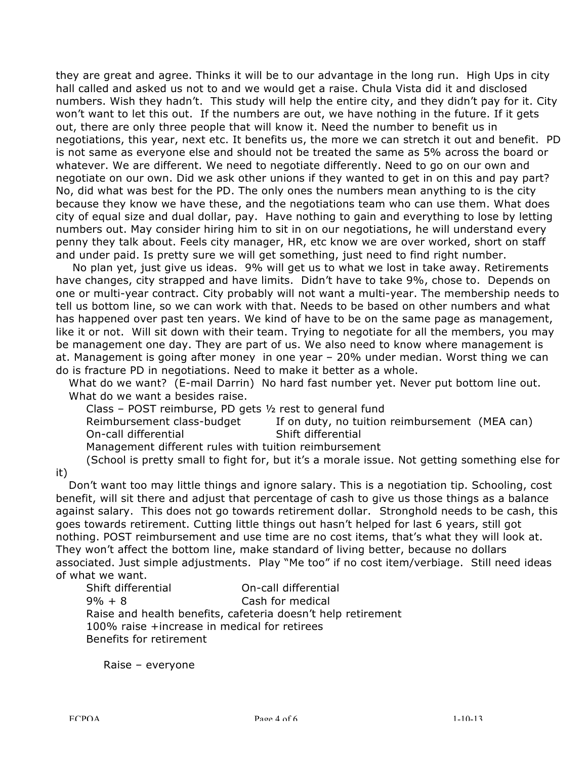they are great and agree. Thinks it will be to our advantage in the long run. High Ups in city hall called and asked us not to and we would get a raise. Chula Vista did it and disclosed numbers. Wish they hadn't. This study will help the entire city, and they didn't pay for it. City won't want to let this out. If the numbers are out, we have nothing in the future. If it gets out, there are only three people that will know it. Need the number to benefit us in negotiations, this year, next etc. It benefits us, the more we can stretch it out and benefit. PD is not same as everyone else and should not be treated the same as 5% across the board or whatever. We are different. We need to negotiate differently. Need to go on our own and negotiate on our own. Did we ask other unions if they wanted to get in on this and pay part? No, did what was best for the PD. The only ones the numbers mean anything to is the city because they know we have these, and the negotiations team who can use them. What does city of equal size and dual dollar, pay. Have nothing to gain and everything to lose by letting numbers out. May consider hiring him to sit in on our negotiations, he will understand every penny they talk about. Feels city manager, HR, etc know we are over worked, short on staff and under paid. Is pretty sure we will get something, just need to find right number.

No plan yet, just give us ideas. 9% will get us to what we lost in take away. Retirements have changes, city strapped and have limits. Didn't have to take 9%, chose to. Depends on one or multi-year contract. City probably will not want a multi-year. The membership needs to tell us bottom line, so we can work with that. Needs to be based on other numbers and what has happened over past ten years. We kind of have to be on the same page as management, like it or not. Will sit down with their team. Trying to negotiate for all the members, you may be management one day. They are part of us. We also need to know where management is at. Management is going after money in one year – 20% under median. Worst thing we can do is fracture PD in negotiations. Need to make it better as a whole.

What do we want? (E-mail Darrin) No hard fast number yet. Never put bottom line out.
What do we want a besides raise.

Class – POST reimburse, PD gets ½ rest to general fund
Reimbursement class-budget          If on duty, no tuition reimbursement (MEA can)
On-call differential          Shift differential
Management different rules with tuition reimbursement
(School is pretty small to fight for, but it's a morale issue. Not getting something else for it)

Don't want too may little things and ignore salary. This is a negotiation tip. Schooling, cost benefit, will sit there and adjust that percentage of cash to give us those things as a balance against salary. This does not go towards retirement dollar. Stronghold needs to be cash, this goes towards retirement. Cutting little things out hasn't helped for last 6 years, still got nothing. POST reimbursement and use time are no cost items, that's what they will look at. They won't affect the bottom line, make standard of living better, because no dollars associated. Just simple adjustments. Play "Me too" if no cost item/verbiage. Still need ideas of what we want.

Shift differential          On-call differential
9% + 8          Cash for medical
Raise and health benefits, cafeteria doesn't help retirement
100% raise +increase in medical for retirees
Benefits for retirement

Raise – everyone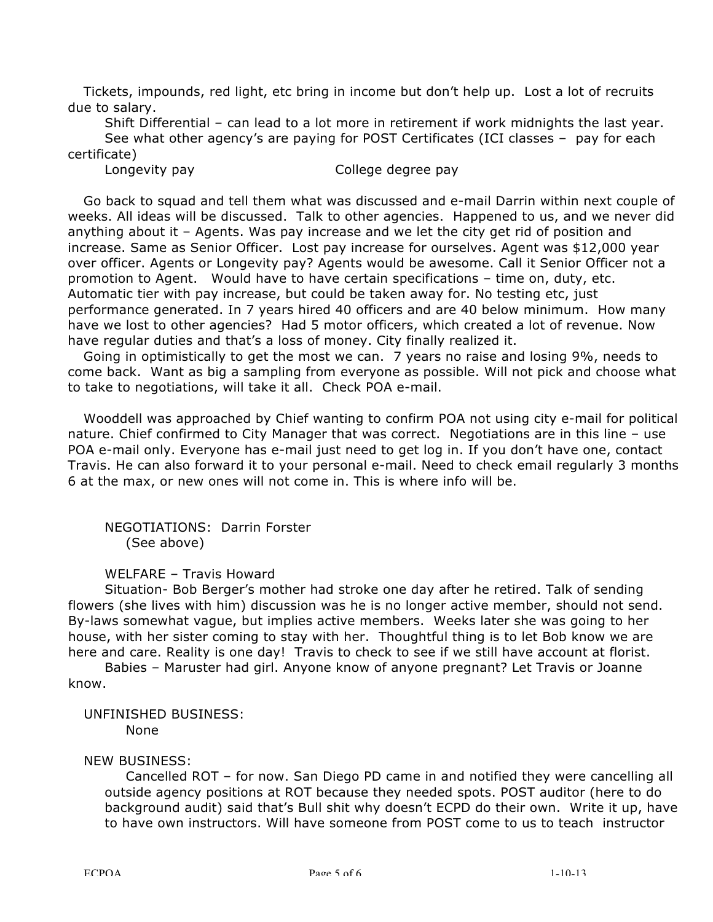Tickets, impounds, red light, etc bring in income but don't help up. Lost a lot of recruits due to salary.

Shift Differential – can lead to a lot more in retirement if work midnights the last year.

See what other agency's are paying for POST Certificates (ICI classes – pay for each certificate)

Longevity pay                College degree pay

Go back to squad and tell them what was discussed and e-mail Darrin within next couple of weeks. All ideas will be discussed. Talk to other agencies. Happened to us, and we never did anything about it – Agents. Was pay increase and we let the city get rid of position and increase. Same as Senior Officer. Lost pay increase for ourselves. Agent was $12,000 year over officer. Agents or Longevity pay? Agents would be awesome. Call it Senior Officer not a promotion to Agent. Would have to have certain specifications – time on, duty, etc. Automatic tier with pay increase, but could be taken away for. No testing etc, just performance generated. In 7 years hired 40 officers and are 40 below minimum. How many have we lost to other agencies? Had 5 motor officers, which created a lot of revenue. Now have regular duties and that's a loss of money. City finally realized it.

Going in optimistically to get the most we can. 7 years no raise and losing 9%, needs to come back. Want as big a sampling from everyone as possible. Will not pick and choose what to take to negotiations, will take it all. Check POA e-mail.

Wooddell was approached by Chief wanting to confirm POA not using city e-mail for political nature. Chief confirmed to City Manager that was correct. Negotiations are in this line – use POA e-mail only. Everyone has e-mail just need to get log in. If you don't have one, contact Travis. He can also forward it to your personal e-mail. Need to check email regularly 3 months 6 at the max, or new ones will not come in. This is where info will be.

NEGOTIATIONS: Darrin Forster
(See above)

WELFARE – Travis Howard

Situation- Bob Berger's mother had stroke one day after he retired. Talk of sending flowers (she lives with him) discussion was he is no longer active member, should not send. By-laws somewhat vague, but implies active members. Weeks later she was going to her house, with her sister coming to stay with her. Thoughtful thing is to let Bob know we are here and care. Reality is one day! Travis to check to see if we still have account at florist.

Babies – Maruster had girl. Anyone know of anyone pregnant? Let Travis or Joanne know.

UNFINISHED BUSINESS:
None

NEW BUSINESS:

Cancelled ROT – for now. San Diego PD came in and notified they were cancelling all outside agency positions at ROT because they needed spots. POST auditor (here to do background audit) said that's Bull shit why doesn't ECPD do their own. Write it up, have to have own instructors. Will have someone from POST come to us to teach instructor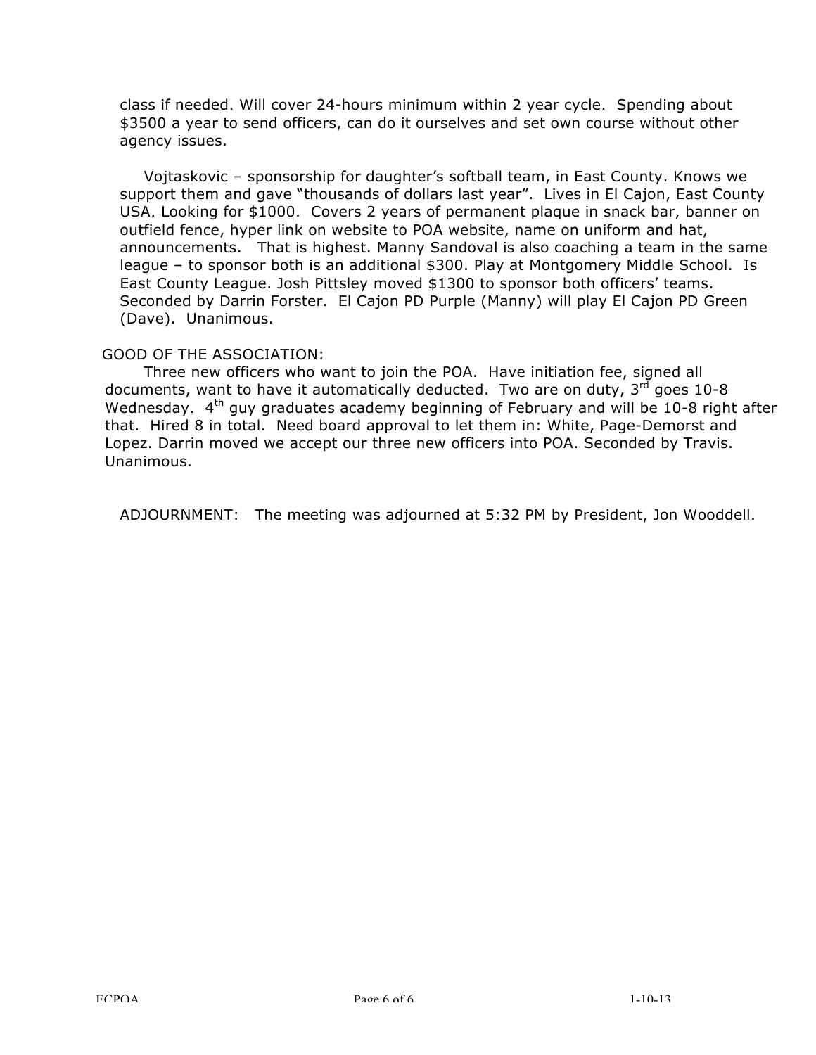class if needed. Will cover 24-hours minimum within 2 year cycle. Spending about $3500 a year to send officers, can do it ourselves and set own course without other agency issues.

Vojtaskovic – sponsorship for daughter's softball team, in East County. Knows we support them and gave "thousands of dollars last year". Lives in El Cajon, East County USA. Looking for $1000. Covers 2 years of permanent plaque in snack bar, banner on outfield fence, hyper link on website to POA website, name on uniform and hat, announcements. That is highest. Manny Sandoval is also coaching a team in the same league – to sponsor both is an additional $300. Play at Montgomery Middle School. Is East County League. Josh Pittsley moved $1300 to sponsor both officers' teams. Seconded by Darrin Forster. El Cajon PD Purple (Manny) will play El Cajon PD Green (Dave). Unanimous.

GOOD OF THE ASSOCIATION:

Three new officers who want to join the POA. Have initiation fee, signed all documents, want to have it automatically deducted. Two are on duty, 3rd goes 10-8 Wednesday. 4th guy graduates academy beginning of February and will be 10-8 right after that. Hired 8 in total. Need board approval to let them in: White, Page-Demorst and Lopez. Darrin moved we accept our three new officers into POA. Seconded by Travis. Unanimous.

ADJOURNMENT: The meeting was adjourned at 5:32 PM by President, Jon Wooddell.